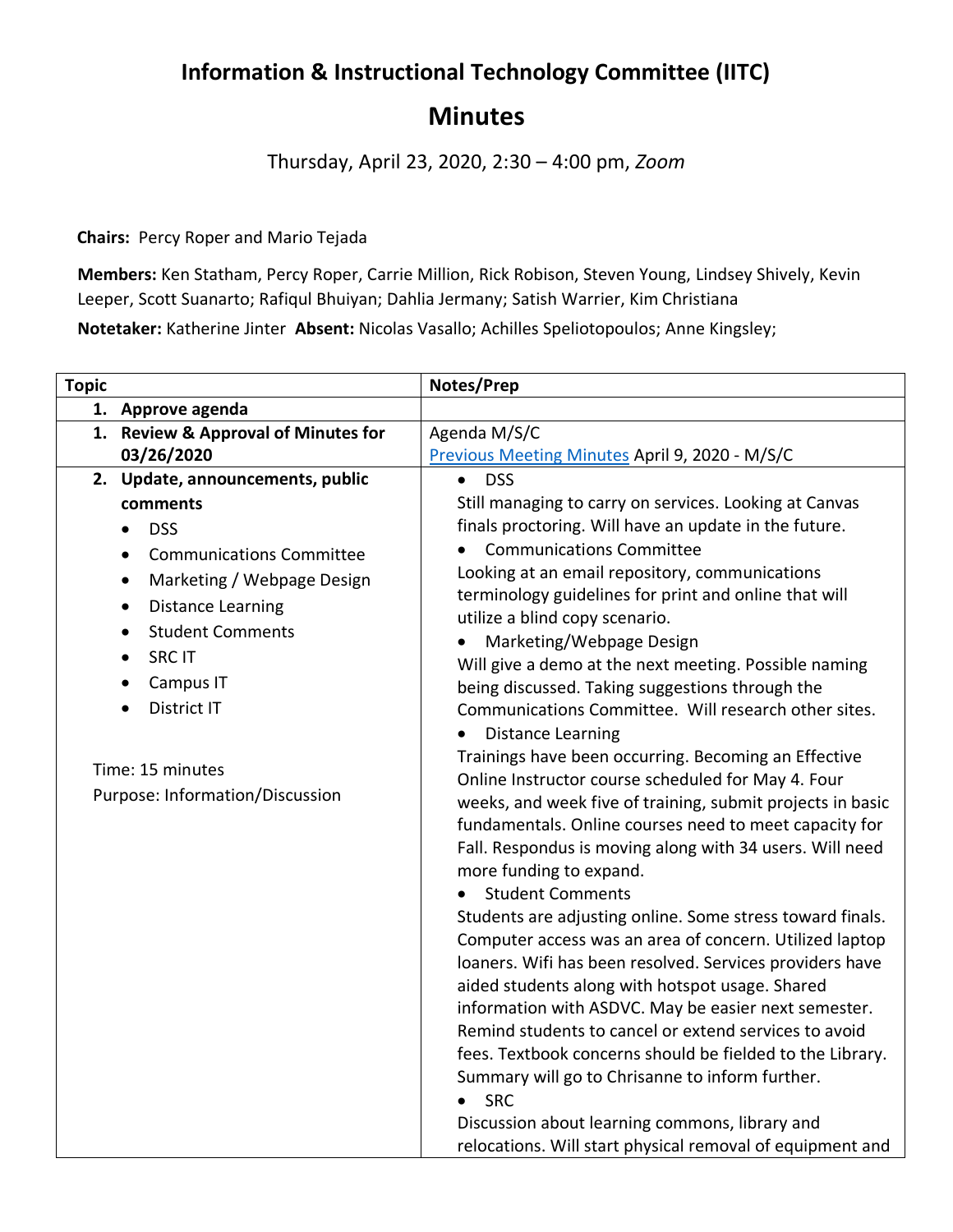# Information & Instructional Technology Committee (IITC)

## Minutes

Thursday, April 23, 2020, 2:30 – 4:00 pm, *Zoom*

**Chairs:** Percy Roper and Mario Tejada

**Members:** Ken Statham, Percy Roper, Carrie Million, Rick Robison, Steven Young, Lindsey Shively, Kevin Leeper, Scott Suanarto; Rafiqul Bhuiyan; Dahlia Jermany; Satish Warrier, Kim Christiana

**Notetaker:** Katherine Jinter **Absent:** Nicolas Vasallo; Achilles Speliotopoulos; Anne Kingsley;

| Topic | Notes/Prep |
| --- | --- |
| **1. Approve agenda** | |
| **1. Review & Approval of Minutes for 03/26/2020** | Agenda M/S/C<br>[Previous Meeting Minutes] April 9, 2020 - M/S/C |
| **2. Update, announcements, public comments**<br>• DSS<br>• Communications Committee<br>• Marketing / Webpage Design<br>• Distance Learning<br>• Student Comments<br>• SRC IT<br>• Campus IT<br>• District IT<br><br>Time: 15 minutes<br>Purpose: Information/Discussion | • DSS<br>Still managing to carry on services. Looking at Canvas finals proctoring. Will have an update in the future.<br>• Communications Committee<br>Looking at an email repository, communications terminology guidelines for print and online that will utilize a blind copy scenario.<br>• Marketing/Webpage Design<br>Will give a demo at the next meeting. Possible naming being discussed. Taking suggestions through the Communications Committee. Will research other sites.<br>• Distance Learning<br>Trainings have been occurring. Becoming an Effective Online Instructor course scheduled for May 4. Four weeks, and week five of training, submit projects in basic fundamentals. Online courses need to meet capacity for Fall. Respondus is moving along with 34 users. Will need more funding to expand.<br>• Student Comments<br>Students are adjusting online. Some stress toward finals. Computer access was an area of concern. Utilized laptop loaners. Wifi has been resolved. Services providers have aided students along with hotspot usage. Shared information with ASDVC. May be easier next semester. Remind students to cancel or extend services to avoid fees. Textbook concerns should be fielded to the Library. Summary will go to Chrisanne to inform further.<br>• SRC<br>Discussion about learning commons, library and relocations. Will start physical removal of equipment and |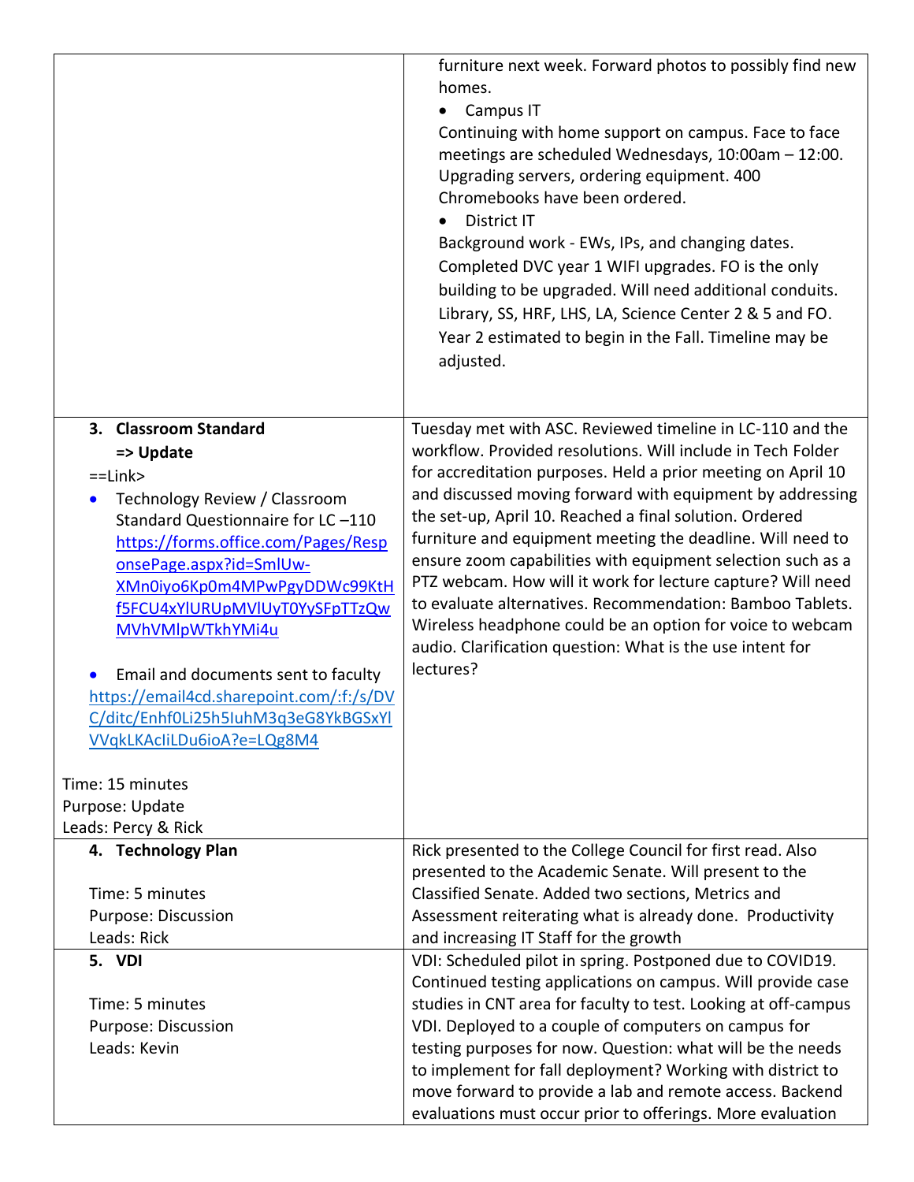| | |
|---|---|
| | furniture next week. Forward photos to possibly find new homes.<br>• Campus IT<br>Continuing with home support on campus. Face to face meetings are scheduled Wednesdays, 10:00am – 12:00. Upgrading servers, ordering equipment. 400 Chromebooks have been ordered.<br>• District IT<br>Background work - EWs, IPs, and changing dates. Completed DVC year 1 WIFI upgrades. FO is the only building to be upgraded. Will need additional conduits. Library, SS, HRF, LHS, LA, Science Center 2 & 5 and FO. Year 2 estimated to begin in the Fall. Timeline may be adjusted. |
| **3. Classroom Standard**<br>**=> Update**<br>==Link><br>• Technology Review / Classroom Standard Questionnaire for LC –110 [https://forms.office.com/Pages/ResponsePage.aspx?id=SmlUw-XMn0iyo6Kp0m4MPwPgyDDWc99KtHf5FCU4xYlURUpMVlUyT0YySFpTTzQwMVhVMlpWTkhYMi4u](https://forms.office.com/Pages/ResponsePage.aspx?id=SmlUw-XMn0iyo6Kp0m4MPwPgyDDWc99KtHf5FCU4xYlURUpMVlUyT0YySFpTTzQwMVhVMlpWTkhYMi4u)<br><br>• Email and documents sent to faculty [https://email4cd.sharepoint.com/:f:/s/DVC/ditc/Enhf0Li25h5luhM3q3eG8YkBGSxYlVVqkLKAcIiLDu6ioA?e=LQg8M4](https://email4cd.sharepoint.com/:f:/s/DVC/ditc/Enhf0Li25h5luhM3q3eG8YkBGSxYlVVqkLKAcIiLDu6ioA?e=LQg8M4)<br><br>Time: 15 minutes<br>Purpose: Update<br>Leads: Percy & Rick | Tuesday met with ASC. Reviewed timeline in LC-110 and the workflow. Provided resolutions. Will include in Tech Folder for accreditation purposes. Held a prior meeting on April 10 and discussed moving forward with equipment by addressing the set-up, April 10. Reached a final solution. Ordered furniture and equipment meeting the deadline. Will need to ensure zoom capabilities with equipment selection such as a PTZ webcam. How will it work for lecture capture? Will need to evaluate alternatives. Recommendation: Bamboo Tablets. Wireless headphone could be an option for voice to webcam audio. Clarification question: What is the use intent for lectures? |
| **4. Technology Plan**<br><br>Time: 5 minutes<br>Purpose: Discussion<br>Leads: Rick | Rick presented to the College Council for first read. Also presented to the Academic Senate. Will present to the Classified Senate. Added two sections, Metrics and Assessment reiterating what is already done. Productivity and increasing IT Staff for the growth |
| **5. VDI**<br><br>Time: 5 minutes<br>Purpose: Discussion<br>Leads: Kevin | VDI: Scheduled pilot in spring. Postponed due to COVID19. Continued testing applications on campus. Will provide case studies in CNT area for faculty to test. Looking at off-campus VDI. Deployed to a couple of computers on campus for testing purposes for now. Question: what will be the needs to implement for fall deployment? Working with district to move forward to provide a lab and remote access. Backend evaluations must occur prior to offerings. More evaluation |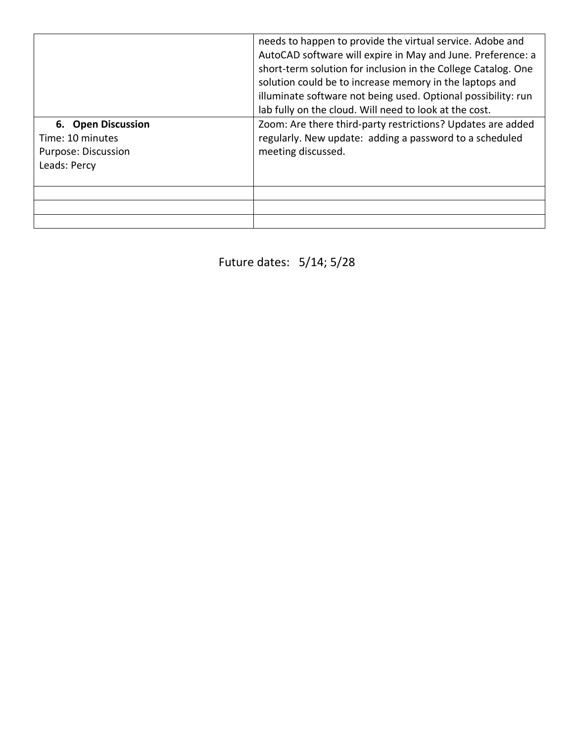| | |
|---|---|
| | needs to happen to provide the virtual service. Adobe and AutoCAD software will expire in May and June. Preference: a short-term solution for inclusion in the College Catalog. One solution could be to increase memory in the laptops and illuminate software not being used. Optional possibility: run lab fully on the cloud. Will need to look at the cost. |
| **6. Open Discussion**<br>Time: 10 minutes<br>Purpose: Discussion<br>Leads: Percy | Zoom: Are there third-party restrictions? Updates are added regularly. New update: adding a password to a scheduled meeting discussed. |
| | |
| | |
| | |

Future dates: 5/14; 5/28